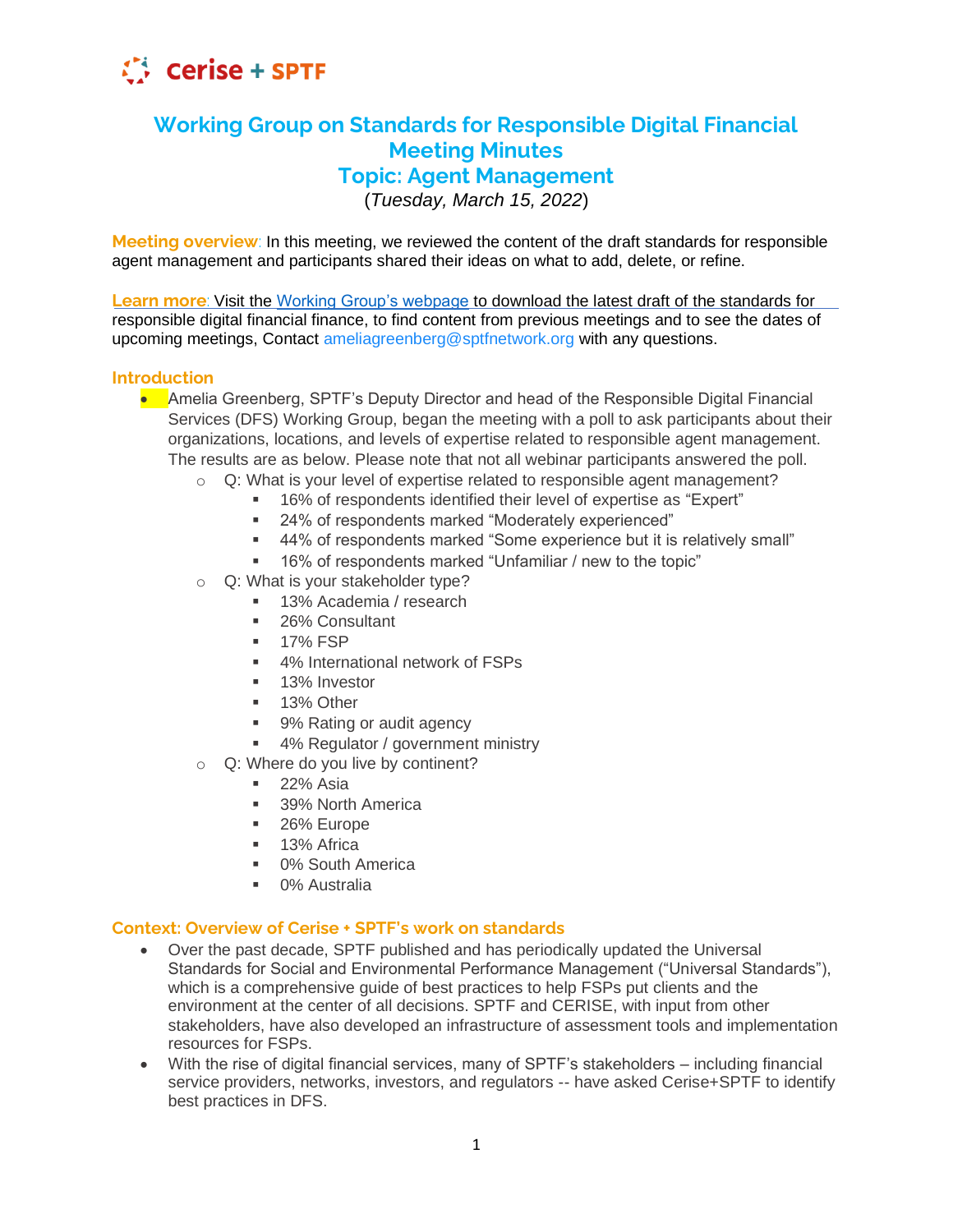cerise + SPTF

# Working Group on Standards for Responsible Digital Financial Meeting Minutes
# Topic: Agent Management

(*Tuesday, March 15, 2022*)

**Meeting overview**: In this meeting, we reviewed the content of the draft standards for responsible agent management and participants shared their ideas on what to add, delete, or refine.

**Learn more**: Visit the Working Group's webpage to download the latest draft of the standards for responsible digital financial finance, to find content from previous meetings and to see the dates of upcoming meetings, Contact ameliagreenberg@sptfnetwork.org with any questions.

## Introduction

- Amelia Greenberg, SPTF's Deputy Director and head of the Responsible Digital Financial Services (DFS) Working Group, began the meeting with a poll to ask participants about their organizations, locations, and levels of expertise related to responsible agent management. The results are as below. Please note that not all webinar participants answered the poll.
  - Q: What is your level of expertise related to responsible agent management?
    - 16% of respondents identified their level of expertise as "Expert"
    - 24% of respondents marked "Moderately experienced"
    - 44% of respondents marked "Some experience but it is relatively small"
    - 16% of respondents marked "Unfamiliar / new to the topic"
  - Q: What is your stakeholder type?
    - 13% Academia / research
    - 26% Consultant
    - 17% FSP
    - 4% International network of FSPs
    - 13% Investor
    - 13% Other
    - 9% Rating or audit agency
    - 4% Regulator / government ministry
  - Q: Where do you live by continent?
    - 22% Asia
    - 39% North America
    - 26% Europe
    - 13% Africa
    - 0% South America
    - 0% Australia

## Context: Overview of Cerise + SPTF's work on standards

- Over the past decade, SPTF published and has periodically updated the Universal Standards for Social and Environmental Performance Management ("Universal Standards"), which is a comprehensive guide of best practices to help FSPs put clients and the environment at the center of all decisions. SPTF and CERISE, with input from other stakeholders, have also developed an infrastructure of assessment tools and implementation resources for FSPs.
- With the rise of digital financial services, many of SPTF's stakeholders – including financial service providers, networks, investors, and regulators -- have asked Cerise+SPTF to identify best practices in DFS.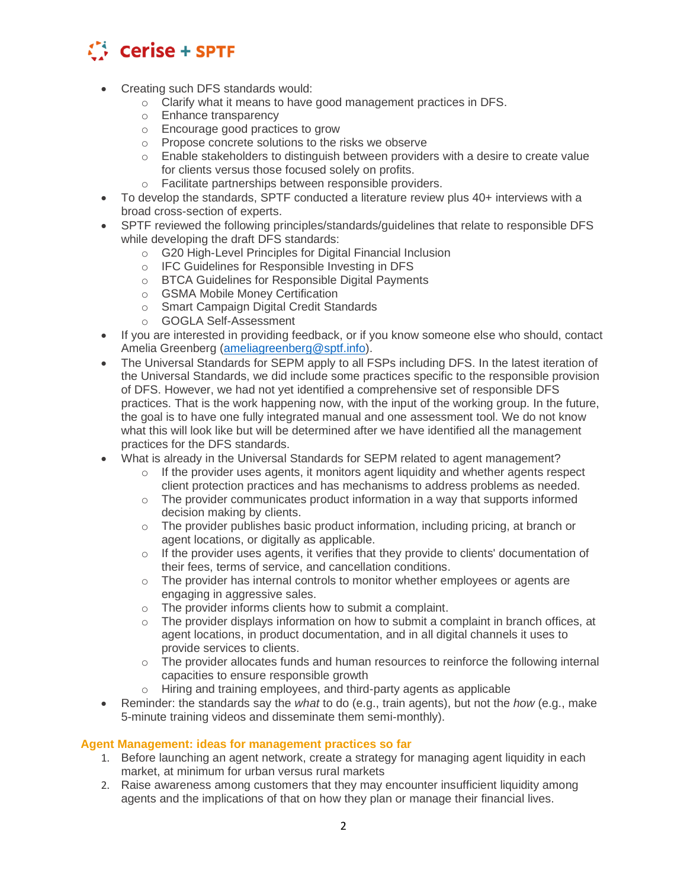- Creating such DFS standards would:
    - Clarify what it means to have good management practices in DFS.
    - Enhance transparency
    - Encourage good practices to grow
    - Propose concrete solutions to the risks we observe
    - Enable stakeholders to distinguish between providers with a desire to create value for clients versus those focused solely on profits.
    - Facilitate partnerships between responsible providers.
- To develop the standards, SPTF conducted a literature review plus 40+ interviews with a broad cross-section of experts.
- SPTF reviewed the following principles/standards/guidelines that relate to responsible DFS while developing the draft DFS standards:
    - G20 High-Level Principles for Digital Financial Inclusion
    - IFC Guidelines for Responsible Investing in DFS
    - BTCA Guidelines for Responsible Digital Payments
    - GSMA Mobile Money Certification
    - Smart Campaign Digital Credit Standards
    - GOGLA Self-Assessment
- If you are interested in providing feedback, or if you know someone else who should, contact Amelia Greenberg (ameliagreenberg@sptf.info).
- The Universal Standards for SEPM apply to all FSPs including DFS. In the latest iteration of the Universal Standards, we did include some practices specific to the responsible provision of DFS. However, we had not yet identified a comprehensive set of responsible DFS practices. That is the work happening now, with the input of the working group. In the future, the goal is to have one fully integrated manual and one assessment tool. We do not know what this will look like but will be determined after we have identified all the management practices for the DFS standards.
- What is already in the Universal Standards for SEPM related to agent management?
    - If the provider uses agents, it monitors agent liquidity and whether agents respect client protection practices and has mechanisms to address problems as needed.
    - The provider communicates product information in a way that supports informed decision making by clients.
    - The provider publishes basic product information, including pricing, at branch or agent locations, or digitally as applicable.
    - If the provider uses agents, it verifies that they provide to clients' documentation of their fees, terms of service, and cancellation conditions.
    - The provider has internal controls to monitor whether employees or agents are engaging in aggressive sales.
    - The provider informs clients how to submit a complaint.
    - The provider displays information on how to submit a complaint in branch offices, at agent locations, in product documentation, and in all digital channels it uses to provide services to clients.
    - The provider allocates funds and human resources to reinforce the following internal capacities to ensure responsible growth
    - Hiring and training employees, and third-party agents as applicable
- Reminder: the standards say the *what* to do (e.g., train agents), but not the *how* (e.g., make 5-minute training videos and disseminate them semi-monthly).

## Agent Management: ideas for management practices so far

1. Before launching an agent network, create a strategy for managing agent liquidity in each market, at minimum for urban versus rural markets
2. Raise awareness among customers that they may encounter insufficient liquidity among agents and the implications of that on how they plan or manage their financial lives.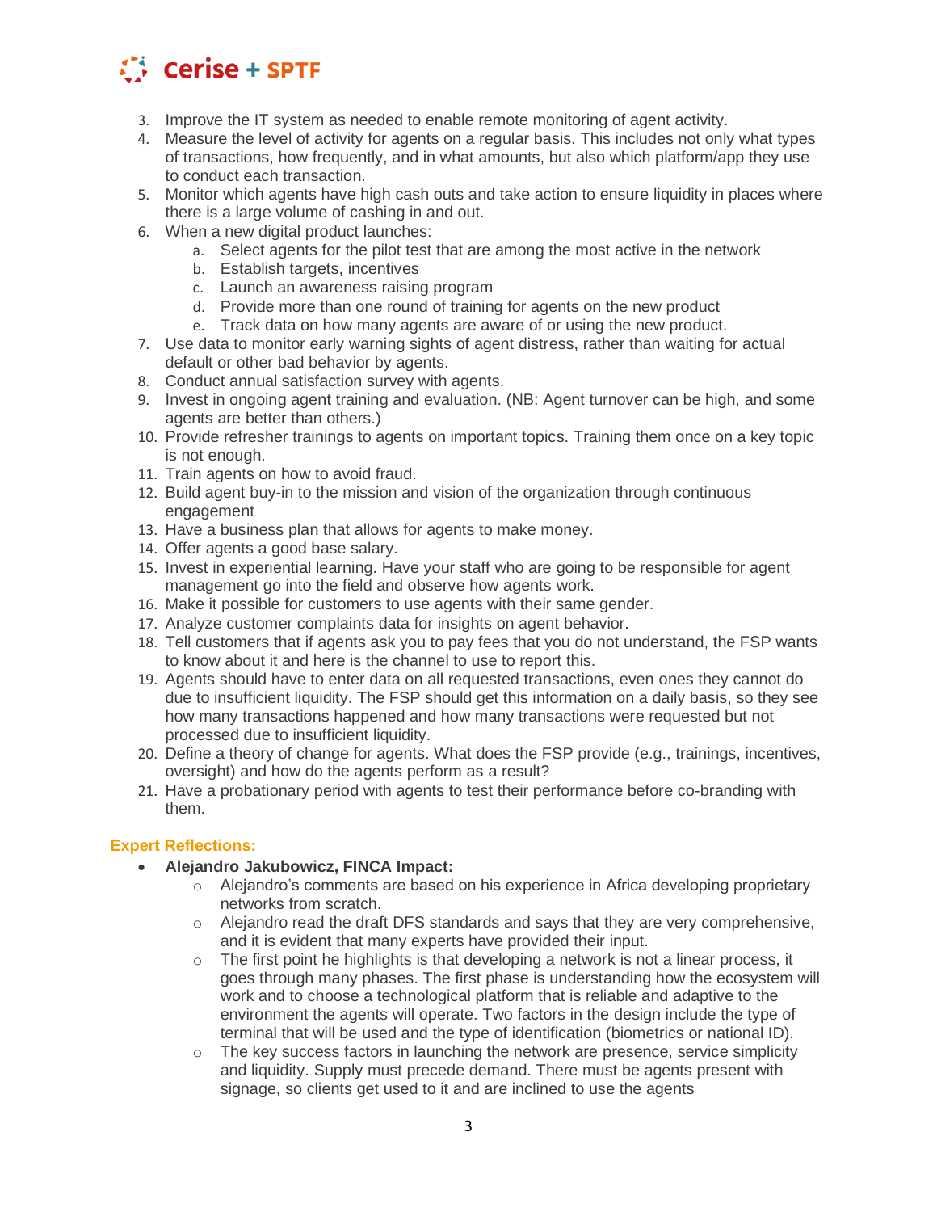3. Improve the IT system as needed to enable remote monitoring of agent activity.
4. Measure the level of activity for agents on a regular basis. This includes not only what types of transactions, how frequently, and in what amounts, but also which platform/app they use to conduct each transaction.
5. Monitor which agents have high cash outs and take action to ensure liquidity in places where there is a large volume of cashing in and out.
6. When a new digital product launches:
   a. Select agents for the pilot test that are among the most active in the network
   b. Establish targets, incentives
   c. Launch an awareness raising program
   d. Provide more than one round of training for agents on the new product
   e. Track data on how many agents are aware of or using the new product.
7. Use data to monitor early warning sights of agent distress, rather than waiting for actual default or other bad behavior by agents.
8. Conduct annual satisfaction survey with agents.
9. Invest in ongoing agent training and evaluation. (NB: Agent turnover can be high, and some agents are better than others.)
10. Provide refresher trainings to agents on important topics. Training them once on a key topic is not enough.
11. Train agents on how to avoid fraud.
12. Build agent buy-in to the mission and vision of the organization through continuous engagement
13. Have a business plan that allows for agents to make money.
14. Offer agents a good base salary.
15. Invest in experiential learning. Have your staff who are going to be responsible for agent management go into the field and observe how agents work.
16. Make it possible for customers to use agents with their same gender.
17. Analyze customer complaints data for insights on agent behavior.
18. Tell customers that if agents ask you to pay fees that you do not understand, the FSP wants to know about it and here is the channel to use to report this.
19. Agents should have to enter data on all requested transactions, even ones they cannot do due to insufficient liquidity. The FSP should get this information on a daily basis, so they see how many transactions happened and how many transactions were requested but not processed due to insufficient liquidity.
20. Define a theory of change for agents. What does the FSP provide (e.g., trainings, incentives, oversight) and how do the agents perform as a result?
21. Have a probationary period with agents to test their performance before co-branding with them.

### Expert Reflections:

- **Alejandro Jakubowicz, FINCA Impact:**
  - Alejandro's comments are based on his experience in Africa developing proprietary networks from scratch.
  - Alejandro read the draft DFS standards and says that they are very comprehensive, and it is evident that many experts have provided their input.
  - The first point he highlights is that developing a network is not a linear process, it goes through many phases. The first phase is understanding how the ecosystem will work and to choose a technological platform that is reliable and adaptive to the environment the agents will operate. Two factors in the design include the type of terminal that will be used and the type of identification (biometrics or national ID).
  - The key success factors in launching the network are presence, service simplicity and liquidity. Supply must precede demand. There must be agents present with signage, so clients get used to it and are inclined to use the agents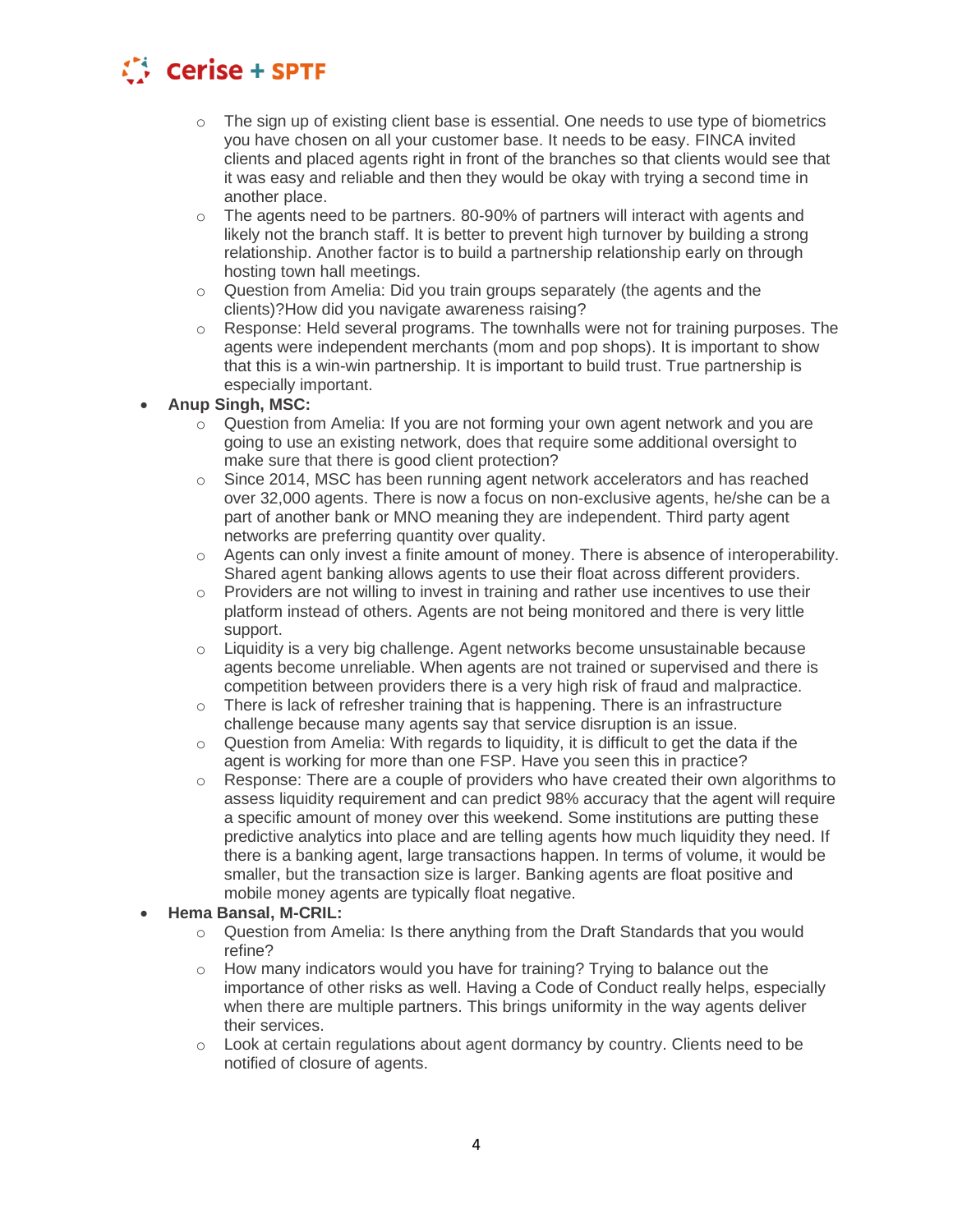- The sign up of existing client base is essential. One needs to use type of biometrics you have chosen on all your customer base. It needs to be easy. FINCA invited clients and placed agents right in front of the branches so that clients would see that it was easy and reliable and then they would be okay with trying a second time in another place.
  - The agents need to be partners. 80-90% of partners will interact with agents and likely not the branch staff. It is better to prevent high turnover by building a strong relationship. Another factor is to build a partnership relationship early on through hosting town hall meetings.
  - Question from Amelia: Did you train groups separately (the agents and the clients)?How did you navigate awareness raising?
  - Response: Held several programs. The townhalls were not for training purposes. The agents were independent merchants (mom and pop shops). It is important to show that this is a win-win partnership. It is important to build trust. True partnership is especially important.
- **Anup Singh, MSC:**
  - Question from Amelia: If you are not forming your own agent network and you are going to use an existing network, does that require some additional oversight to make sure that there is good client protection?
  - Since 2014, MSC has been running agent network accelerators and has reached over 32,000 agents. There is now a focus on non-exclusive agents, he/she can be a part of another bank or MNO meaning they are independent. Third party agent networks are preferring quantity over quality.
  - Agents can only invest a finite amount of money. There is absence of interoperability. Shared agent banking allows agents to use their float across different providers.
  - Providers are not willing to invest in training and rather use incentives to use their platform instead of others. Agents are not being monitored and there is very little support.
  - Liquidity is a very big challenge. Agent networks become unsustainable because agents become unreliable. When agents are not trained or supervised and there is competition between providers there is a very high risk of fraud and malpractice.
  - There is lack of refresher training that is happening. There is an infrastructure challenge because many agents say that service disruption is an issue.
  - Question from Amelia: With regards to liquidity, it is difficult to get the data if the agent is working for more than one FSP. Have you seen this in practice?
  - Response: There are a couple of providers who have created their own algorithms to assess liquidity requirement and can predict 98% accuracy that the agent will require a specific amount of money over this weekend. Some institutions are putting these predictive analytics into place and are telling agents how much liquidity they need. If there is a banking agent, large transactions happen. In terms of volume, it would be smaller, but the transaction size is larger. Banking agents are float positive and mobile money agents are typically float negative.
- **Hema Bansal, M-CRIL:**
  - Question from Amelia: Is there anything from the Draft Standards that you would refine?
  - How many indicators would you have for training? Trying to balance out the importance of other risks as well. Having a Code of Conduct really helps, especially when there are multiple partners. This brings uniformity in the way agents deliver their services.
  - Look at certain regulations about agent dormancy by country. Clients need to be notified of closure of agents.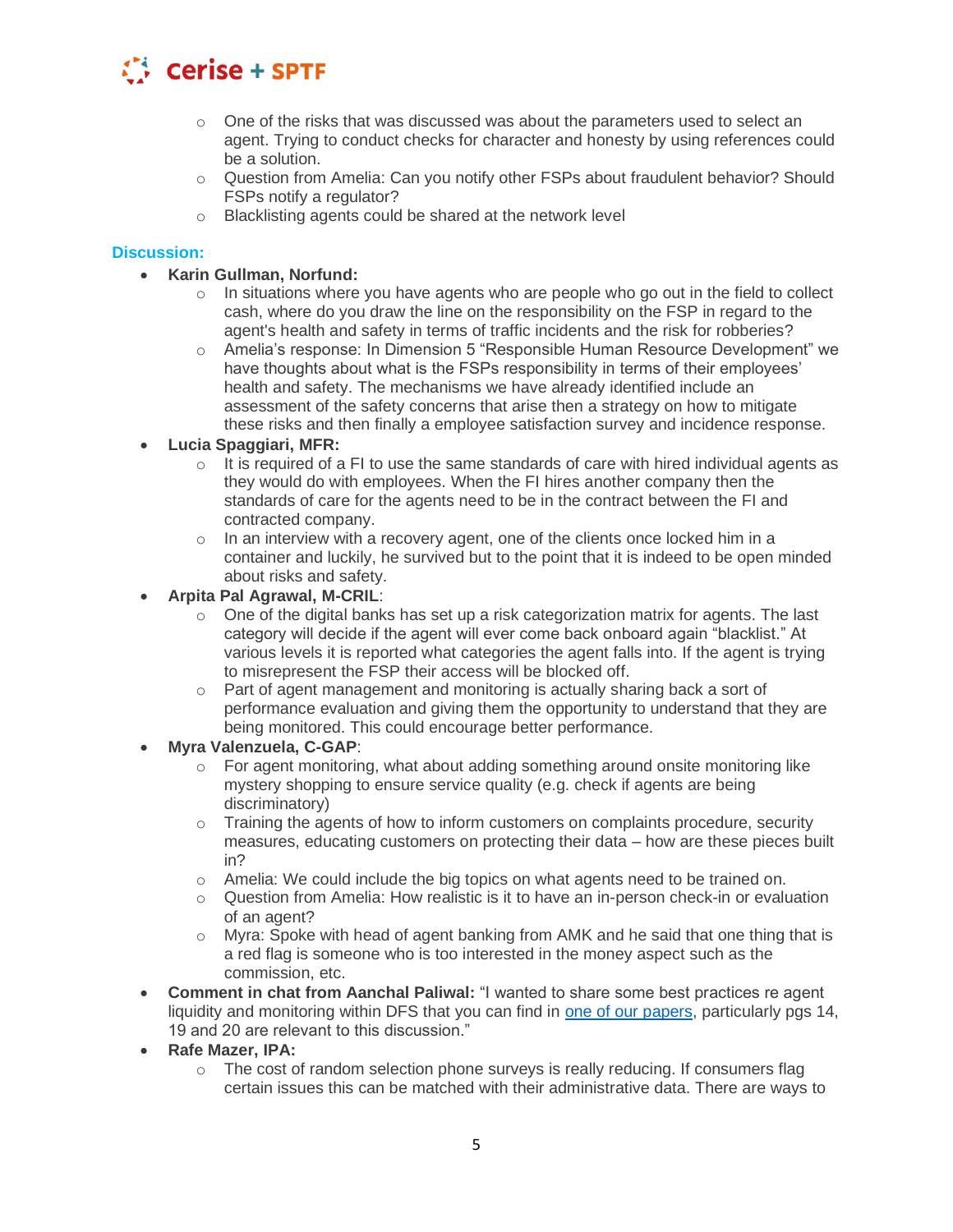- One of the risks that was discussed was about the parameters used to select an agent. Trying to conduct checks for character and honesty by using references could be a solution.
- Question from Amelia: Can you notify other FSPs about fraudulent behavior? Should FSPs notify a regulator?
- Blacklisting agents could be shared at the network level

**Discussion:**

- **Karin Gullman, Norfund:**
  - In situations where you have agents who are people who go out in the field to collect cash, where do you draw the line on the responsibility on the FSP in regard to the agent's health and safety in terms of traffic incidents and the risk for robberies?
  - Amelia's response: In Dimension 5 "Responsible Human Resource Development" we have thoughts about what is the FSPs responsibility in terms of their employees' health and safety. The mechanisms we have already identified include an assessment of the safety concerns that arise then a strategy on how to mitigate these risks and then finally a employee satisfaction survey and incidence response.
- **Lucia Spaggiari, MFR:**
  - It is required of a FI to use the same standards of care with hired individual agents as they would do with employees. When the FI hires another company then the standards of care for the agents need to be in the contract between the FI and contracted company.
  - In an interview with a recovery agent, one of the clients once locked him in a container and luckily, he survived but to the point that it is indeed to be open minded about risks and safety.
- **Arpita Pal Agrawal, M-CRIL**:
  - One of the digital banks has set up a risk categorization matrix for agents. The last category will decide if the agent will ever come back onboard again "blacklist." At various levels it is reported what categories the agent falls into. If the agent is trying to misrepresent the FSP their access will be blocked off.
  - Part of agent management and monitoring is actually sharing back a sort of performance evaluation and giving them the opportunity to understand that they are being monitored. This could encourage better performance.
- **Myra Valenzuela, C-GAP**:
  - For agent monitoring, what about adding something around onsite monitoring like mystery shopping to ensure service quality (e.g. check if agents are being discriminatory)
  - Training the agents of how to inform customers on complaints procedure, security measures, educating customers on protecting their data – how are these pieces built in?
  - Amelia: We could include the big topics on what agents need to be trained on.
  - Question from Amelia: How realistic is it to have an in-person check-in or evaluation of an agent?
  - Myra: Spoke with head of agent banking from AMK and he said that one thing that is a red flag is someone who is too interested in the money aspect such as the commission, etc.
- **Comment in chat from Aanchal Paliwal:** "I wanted to share some best practices re agent liquidity and monitoring within DFS that you can find in [one of our papers](), particularly pgs 14, 19 and 20 are relevant to this discussion."
- **Rafe Mazer, IPA:**
  - The cost of random selection phone surveys is really reducing. If consumers flag certain issues this can be matched with their administrative data. There are ways to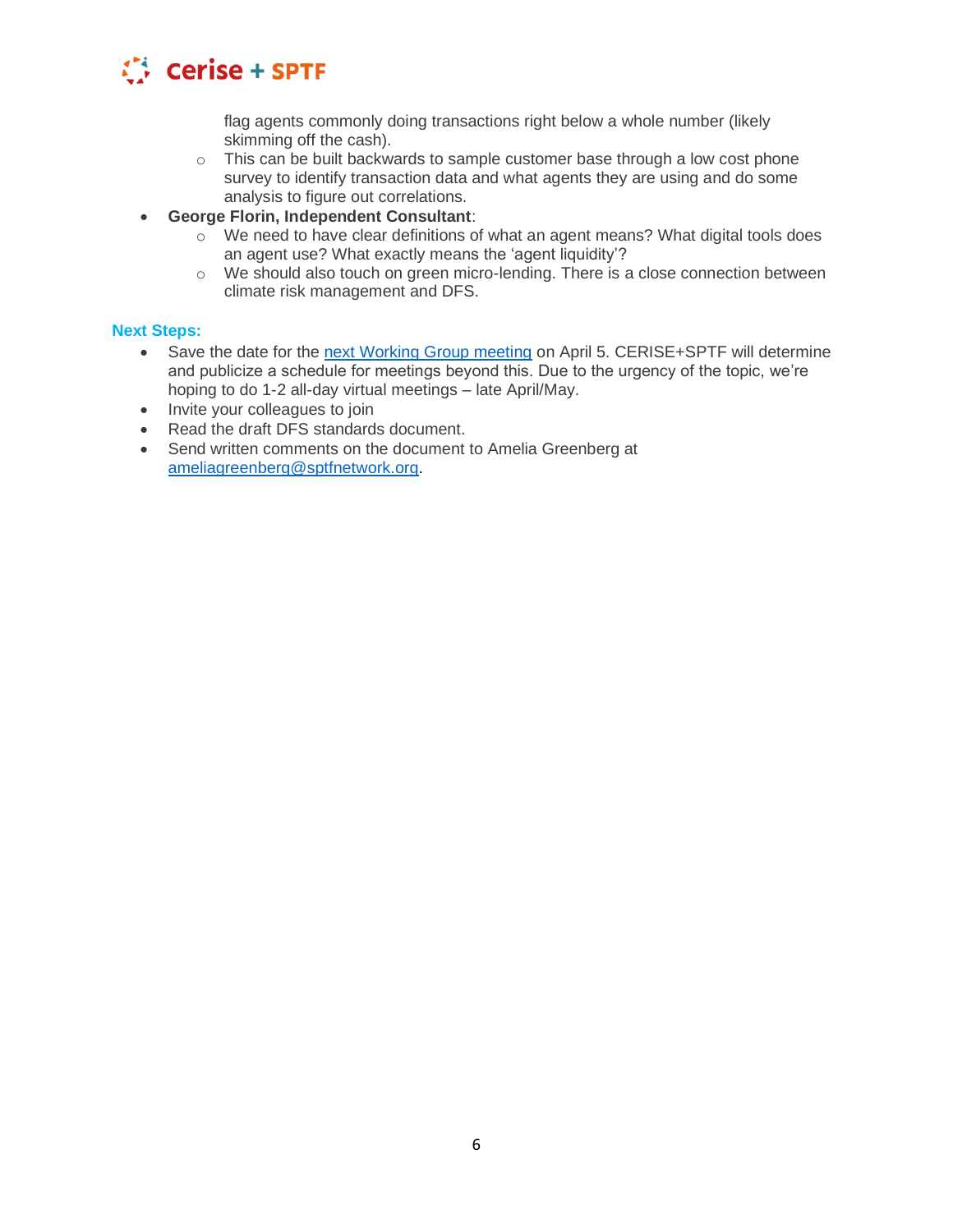- flag agents commonly doing transactions right below a whole number (likely skimming off the cash).
  - This can be built backwards to sample customer base through a low cost phone survey to identify transaction data and what agents they are using and do some analysis to figure out correlations.
- **George Florin, Independent Consultant**:
  - We need to have clear definitions of what an agent means? What digital tools does an agent use? What exactly means the 'agent liquidity'?
  - We should also touch on green micro-lending. There is a close connection between climate risk management and DFS.

**Next Steps:**

- Save the date for the [next Working Group meeting](#) on April 5. CERISE+SPTF will determine and publicize a schedule for meetings beyond this. Due to the urgency of the topic, we're hoping to do 1-2 all-day virtual meetings – late April/May.
- Invite your colleagues to join
- Read the draft DFS standards document.
- Send written comments on the document to Amelia Greenberg at [ameliagreenberg@sptfnetwork.org](mailto:ameliagreenberg@sptfnetwork.org).